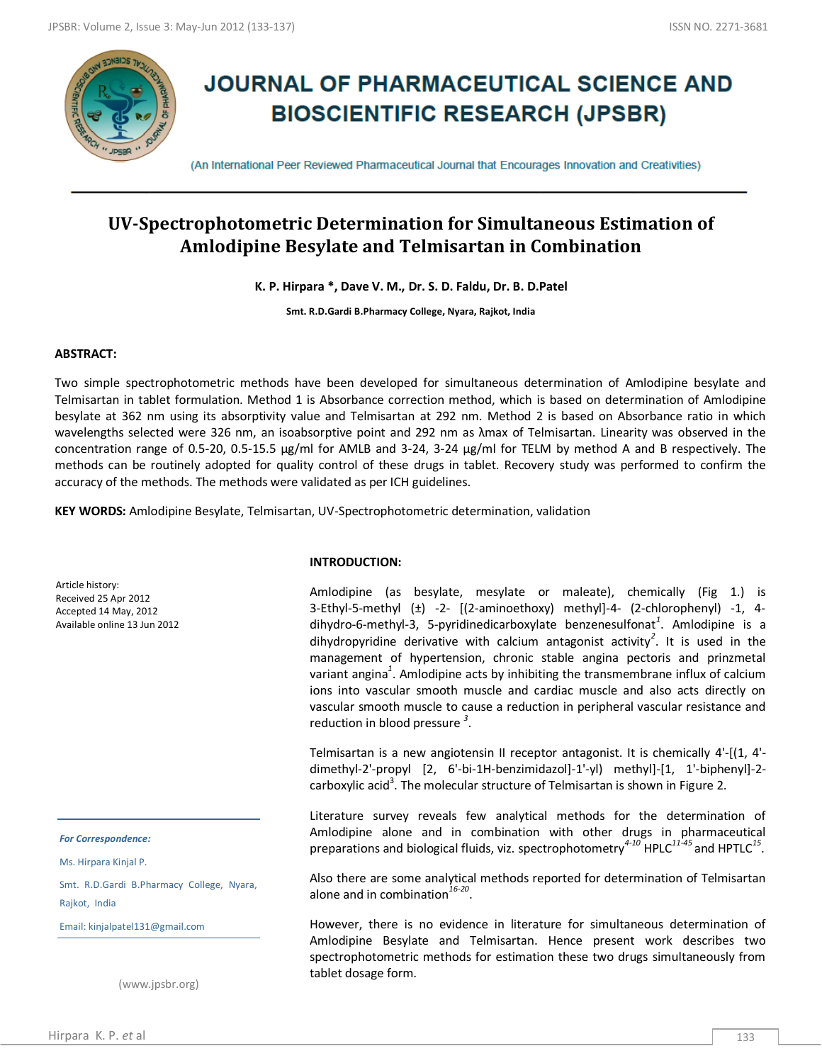# JOURNAL OF PHARMACEUTICAL SCIENCE AND BIOSCIENTIFIC RESEARCH (JPSBR)

(An International Peer Reviewed Pharmaceutical Journal that Encourages Innovation and Creativities)

## UV-Spectrophotometric Determination for Simultaneous Estimation of Amlodipine Besylate and Telmisartan in Combination

**K. P. Hirpara \*, Dave V. M., Dr. S. D. Faldu, Dr. B. D.Patel**

**Smt. R.D.Gardi B.Pharmacy College, Nyara, Rajkot, India**

### ABSTRACT:

Two simple spectrophotometric methods have been developed for simultaneous determination of Amlodipine besylate and Telmisartan in tablet formulation. Method 1 is Absorbance correction method, which is based on determination of Amlodipine besylate at 362 nm using its absorptivity value and Telmisartan at 292 nm. Method 2 is based on Absorbance ratio in which wavelengths selected were 326 nm, an isoabsorptive point and 292 nm as λmax of Telmisartan. Linearity was observed in the concentration range of 0.5-20, 0.5-15.5 μg/ml for AMLB and 3-24, 3-24 μg/ml for TELM by method A and B respectively. The methods can be routinely adopted for quality control of these drugs in tablet. Recovery study was performed to confirm the accuracy of the methods. The methods were validated as per ICH guidelines.

**KEY WORDS:** Amlodipine Besylate, Telmisartan, UV-Spectrophotometric determination, validation

Article history:
Received 25 Apr 2012
Accepted 14 May, 2012
Available online 13 Jun 2012

*For Correspondence:*

Ms. Hirpara Kinjal P.

Smt. R.D.Gardi B.Pharmacy College, Nyara, Rajkot, India

Email: kinjalpatel131@gmail.com

(www.jpsbr.org)

### INTRODUCTION:

Amlodipine (as besylate, mesylate or maleate), chemically (Fig 1.) is 3-Ethyl-5-methyl (±) -2- [(2-aminoethoxy) methyl]-4- (2-chlorophenyl) -1, 4-dihydro-6-methyl-3, 5-pyridinedicarboxylate benzenesulfonat[1]. Amlodipine is a dihydropyridine derivative with calcium antagonist activity[2]. It is used in the management of hypertension, chronic stable angina pectoris and prinzmetal variant angina[1]. Amlodipine acts by inhibiting the transmembrane influx of calcium ions into vascular smooth muscle and cardiac muscle and also acts directly on vascular smooth muscle to cause a reduction in peripheral vascular resistance and reduction in blood pressure [3].

Telmisartan is a new angiotensin II receptor antagonist. It is chemically 4'-[(1, 4'-dimethyl-2'-propyl [2, 6'-bi-1H-benzimidazol]-1'-yl) methyl]-[1, 1'-biphenyl]-2-carboxylic acid[3]. The molecular structure of Telmisartan is shown in Figure 2.

Literature survey reveals few analytical methods for the determination of Amlodipine alone and in combination with other drugs in pharmaceutical preparations and biological fluids, viz. spectrophotometry[4-10] HPLC[11-45] and HPTLC[15].

Also there are some analytical methods reported for determination of Telmisartan alone and in combination[16-20].

However, there is no evidence in literature for simultaneous determination of Amlodipine Besylate and Telmisartan. Hence present work describes two spectrophotometric methods for estimation these two drugs simultaneously from tablet dosage form.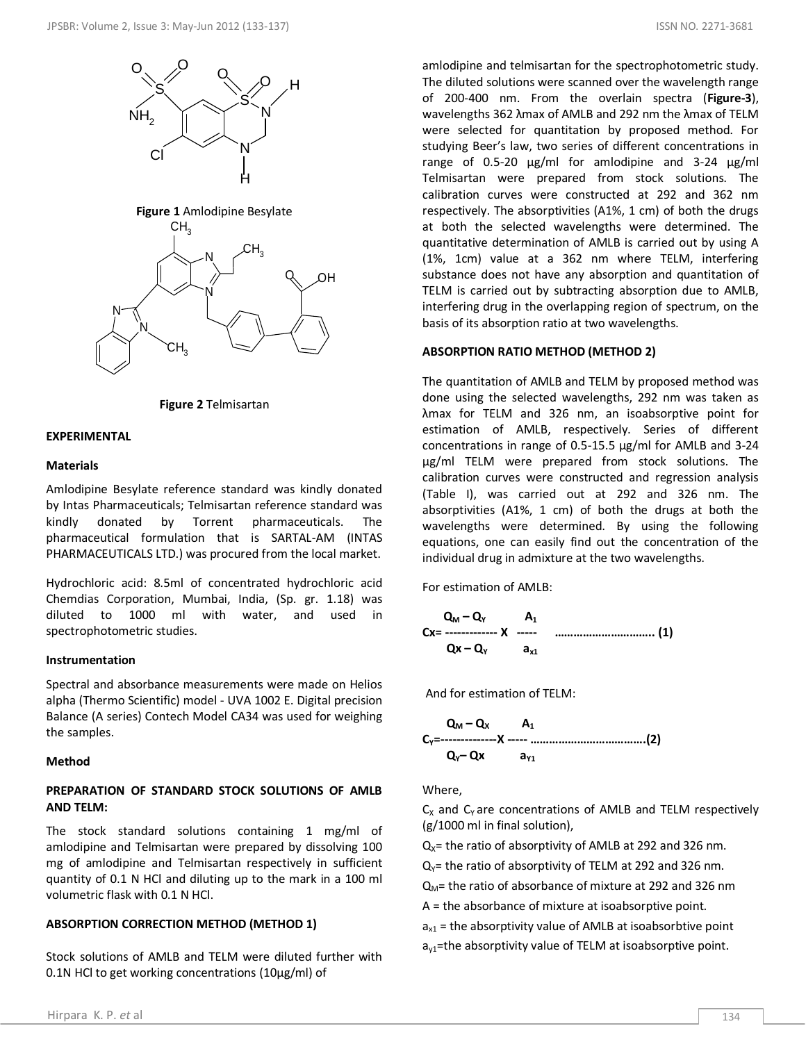**Figure 1** Amlodipine Besylate

**Figure 2** Telmisartan

## EXPERIMENTAL

### Materials

Amlodipine Besylate reference standard was kindly donated by Intas Pharmaceuticals; Telmisartan reference standard was kindly donated by Torrent pharmaceuticals. The pharmaceutical formulation that is SARTAL-AM (INTAS PHARMACEUTICALS LTD.) was procured from the local market.

Hydrochloric acid: 8.5ml of concentrated hydrochloric acid Chemdias Corporation, Mumbai, India, (Sp. gr. 1.18) was diluted to 1000 ml with water, and used in spectrophotometric studies.

### Instrumentation

Spectral and absorbance measurements were made on Helios alpha (Thermo Scientific) model - UVA 1002 E. Digital precision Balance (A series) Contech Model CA34 was used for weighing the samples.

### Method

#### PREPARATION OF STANDARD STOCK SOLUTIONS OF AMLB AND TELM:

The stock standard solutions containing 1 mg/ml of amlodipine and Telmisartan were prepared by dissolving 100 mg of amlodipine and Telmisartan respectively in sufficient quantity of 0.1 N HCl and diluting up to the mark in a 100 ml volumetric flask with 0.1 N HCl.

#### ABSORPTION CORRECTION METHOD (METHOD 1)

Stock solutions of AMLB and TELM were diluted further with 0.1N HCl to get working concentrations (10µg/ml) of amlodipine and telmisartan for the spectrophotometric study. The diluted solutions were scanned over the wavelength range of 200-400 nm. From the overlain spectra (**Figure-3**), wavelengths 362 λmax of AMLB and 292 nm the λmax of TELM were selected for quantitation by proposed method. For studying Beer's law, two series of different concentrations in range of 0.5-20 µg/ml for amlodipine and 3-24 µg/ml Telmisartan were prepared from stock solutions. The calibration curves were constructed at 292 and 362 nm respectively. The absorptivities (A1%, 1 cm) of both the drugs at both the selected wavelengths were determined. The quantitative determination of AMLB is carried out by using A (1%, 1cm) value at a 362 nm where TELM, interfering substance does not have any absorption and quantitation of TELM is carried out by subtracting absorption due to AMLB, interfering drug in the overlapping region of spectrum, on the basis of its absorption ratio at two wavelengths.

#### ABSORPTION RATIO METHOD (METHOD 2)

The quantitation of AMLB and TELM by proposed method was done using the selected wavelengths, 292 nm was taken as λmax for TELM and 326 nm, an isoabsorptive point for estimation of AMLB, respectively. Series of different concentrations in range of 0.5-15.5 µg/ml for AMLB and 3-24 µg/ml TELM were prepared from stock solutions. The calibration curves were constructed and regression analysis (Table I), was carried out at 292 and 326 nm. The absorptivities (A1%, 1 cm) of both the drugs at both the wavelengths were determined. By using the following equations, one can easily find out the concentration of the individual drug in admixture at the two wavelengths.

For estimation of AMLB:

$$C_X = \frac{Q_M - Q_Y}{Q_X - Q_Y} \times \frac{A_1}{a_{x1}} \quad \text{.............................. (1)}$$

And for estimation of TELM:

$$C_Y = \frac{Q_M - Q_X}{Q_Y - Q_X} \times \frac{A_1}{a_{Y1}} \quad \text{..................................(2)}$$

Where,

$C_X$ and $C_Y$ are concentrations of AMLB and TELM respectively (g/1000 ml in final solution),

$Q_X$= the ratio of absorptivity of AMLB at 292 and 326 nm.

$Q_Y$= the ratio of absorptivity of TELM at 292 and 326 nm.

$Q_M$= the ratio of absorbance of mixture at 292 and 326 nm

A = the absorbance of mixture at isoabsorptive point.

$a_{x1}$ = the absorptivity value of AMLB at isoabsorbtive point

$a_{y1}$=the absorptivity value of TELM at isoabsorptive point.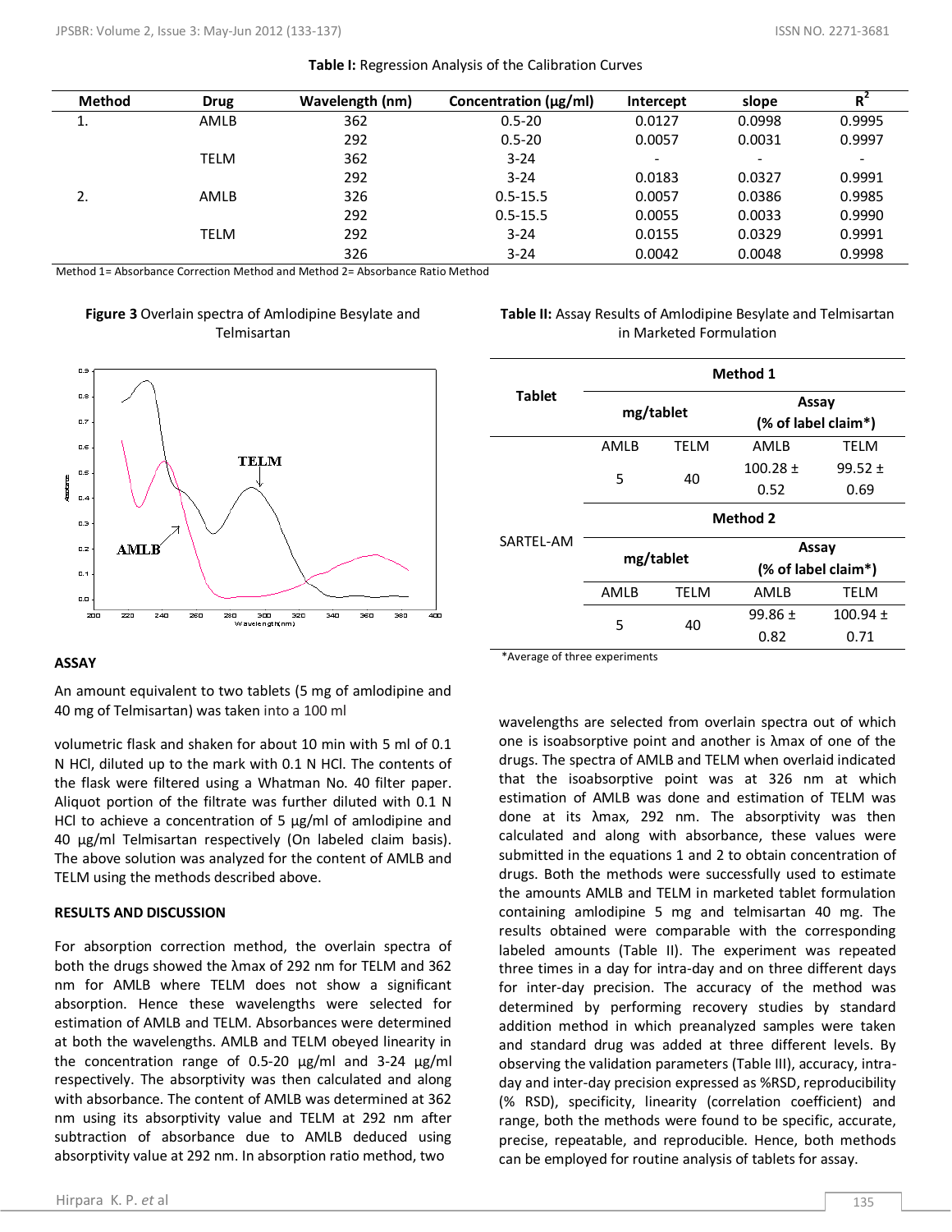**Table I:** Regression Analysis of the Calibration Curves

| Method | Drug | Wavelength (nm) | Concentration (µg/ml) | Intercept | slope | $R^2$ |
|---|---|---|---|---|---|---|
| 1. | AMLB | 362 | 0.5-20 | 0.0127 | 0.0998 | 0.9995 |
| | | 292 | 0.5-20 | 0.0057 | 0.0031 | 0.9997 |
| | TELM | 362 | 3-24 | - | - | - |
| | | 292 | 3-24 | 0.0183 | 0.0327 | 0.9991 |
| 2. | AMLB | 326 | 0.5-15.5 | 0.0057 | 0.0386 | 0.9985 |
| | | 292 | 0.5-15.5 | 0.0055 | 0.0033 | 0.9990 |
| | TELM | 292 | 3-24 | 0.0155 | 0.0329 | 0.9991 |
| | | 326 | 3-24 | 0.0042 | 0.0048 | 0.9998 |

Method 1= Absorbance Correction Method and Method 2= Absorbance Ratio Method

**Figure 3** Overlain spectra of Amlodipine Besylate and Telmisartan

## ASSAY

An amount equivalent to two tablets (5 mg of amlodipine and 40 mg of Telmisartan) was taken into a 100 ml volumetric flask and shaken for about 10 min with 5 ml of 0.1 N HCl, diluted up to the mark with 0.1 N HCl. The contents of the flask were filtered using a Whatman No. 40 filter paper. Aliquot portion of the filtrate was further diluted with 0.1 N HCl to achieve a concentration of 5 µg/ml of amlodipine and 40 µg/ml Telmisartan respectively (On labeled claim basis). The above solution was analyzed for the content of AMLB and TELM using the methods described above.

## RESULTS AND DISCUSSION

For absorption correction method, the overlain spectra of both the drugs showed the λmax of 292 nm for TELM and 362 nm for AMLB where TELM does not show a significant absorption. Hence these wavelengths were selected for estimation of AMLB and TELM. Absorbances were determined at both the wavelengths. AMLB and TELM obeyed linearity in the concentration range of 0.5-20 µg/ml and 3-24 µg/ml respectively. The absorptivity was then calculated and along with absorbance. The content of AMLB was determined at 362 nm using its absorptivity value and TELM at 292 nm after subtraction of absorbance due to AMLB deduced using absorptivity value at 292 nm. In absorption ratio method, two wavelengths are selected from overlain spectra out of which one is isoabsorptive point and another is λmax of one of the drugs. The spectra of AMLB and TELM when overlaid indicated that the isoabsorptive point was at 326 nm at which estimation of AMLB was done and estimation of TELM was done at its λmax, 292 nm. The absorptivity was then calculated and along with absorbance, these values were submitted in the equations 1 and 2 to obtain concentration of drugs. Both the methods were successfully used to estimate the amounts AMLB and TELM in marketed tablet formulation containing amlodipine 5 mg and telmisartan 40 mg. The results obtained were comparable with the corresponding labeled amounts (Table II). The experiment was repeated three times in a day for intra-day and on three different days for inter-day precision. The accuracy of the method was determined by performing recovery studies by standard addition method in which preanalyzed samples were taken and standard drug was added at three different levels. By observing the validation parameters (Table III), accuracy, intra-day and inter-day precision expressed as %RSD, reproducibility (% RSD), specificity, linearity (correlation coefficient) and range, both the methods were found to be specific, accurate, precise, repeatable, and reproducible. Hence, both methods can be employed for routine analysis of tablets for assay.

**Table II:** Assay Results of Amlodipine Besylate and Telmisartan in Marketed Formulation

| Tablet | Method 1 | | | |
|---|---|---|---|---|
| | mg/tablet | | Assay (% of label claim*) | |
| | AMLB | TELM | AMLB | TELM |
| | 5 | 40 | 100.28 ± 0.52 | 99.52 ± 0.69 |
| SARTEL-AM | Method 2 | | | |
| | mg/tablet | | Assay (% of label claim*) | |
| | AMLB | TELM | AMLB | TELM |
| | 5 | 40 | 99.86 ± 0.82 | 100.94 ± 0.71 |

*Average of three experiments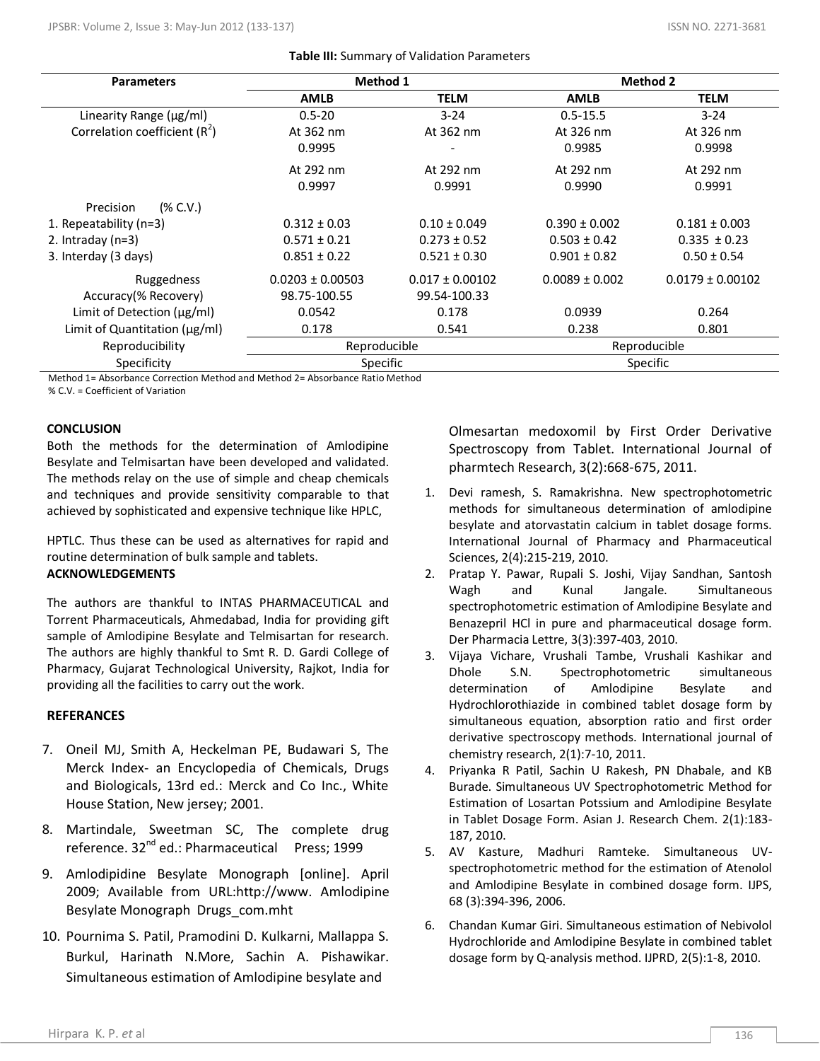**Table III:** Summary of Validation Parameters

| Parameters | Method 1 | | Method 2 | |
|---|---|---|---|---|
| | AMLB | TELM | AMLB | TELM |
| Linearity Range (µg/ml) | 0.5-20 | 3-24 | 0.5-15.5 | 3-24 |
| Correlation coefficient ($R^2$) | At 362 nm<br>0.9995 | At 362 nm<br>- | At 326 nm<br>0.9985 | At 326 nm<br>0.9998 |
| | At 292 nm<br>0.9997 | At 292 nm<br>0.9991 | At 292 nm<br>0.9990 | At 292 nm<br>0.9991 |
| Precision (% C.V.) | | | | |
| 1. Repeatability (n=3) | 0.312 ± 0.03 | 0.10 ± 0.049 | 0.390 ± 0.002 | 0.181 ± 0.003 |
| 2. Intraday (n=3) | 0.571 ± 0.21 | 0.273 ± 0.52 | 0.503 ± 0.42 | 0.335 ± 0.23 |
| 3. Interday (3 days) | 0.851 ± 0.22 | 0.521 ± 0.30 | 0.901 ± 0.82 | 0.50 ± 0.54 |
| Ruggedness | 0.0203 ± 0.00503 | 0.017 ± 0.00102 | 0.0089 ± 0.002 | 0.0179 ± 0.00102 |
| Accuracy(% Recovery) | 98.75-100.55 | 99.54-100.33 | | |
| Limit of Detection (µg/ml) | 0.0542 | 0.178 | 0.0939 | 0.264 |
| Limit of Quantitation (µg/ml) | 0.178 | 0.541 | 0.238 | 0.801 |
| Reproducibility | Reproducible | | Reproducible | |
| Specificity | Specific | | Specific | |

Method 1= Absorbance Correction Method and Method 2= Absorbance Ratio Method
% C.V. = Coefficient of Variation

## CONCLUSION

Both the methods for the determination of Amlodipine Besylate and Telmisartan have been developed and validated. The methods relay on the use of simple and cheap chemicals and techniques and provide sensitivity comparable to that achieved by sophisticated and expensive technique like HPLC, HPTLC. Thus these can be used as alternatives for rapid and routine determination of bulk sample and tablets.

## ACKNOWLEDGEMENTS

The authors are thankful to INTAS PHARMACEUTICAL and Torrent Pharmaceuticals, Ahmedabad, India for providing gift sample of Amlodipine Besylate and Telmisartan for research. The authors are highly thankful to Smt R. D. Gardi College of Pharmacy, Gujarat Technological University, Rajkot, India for providing all the facilities to carry out the work.

## REFERANCES

1. Devi ramesh, S. Ramakrishna. New spectrophotometric methods for simultaneous determination of amlodipine besylate and atorvastatin calcium in tablet dosage forms. International Journal of Pharmacy and Pharmaceutical Sciences, 2(4):215-219, 2010.
2. Pratap Y. Pawar, Rupali S. Joshi, Vijay Sandhan, Santosh Wagh and Kunal Jangale. Simultaneous spectrophotometric estimation of Amlodipine Besylate and Benazepril HCl in pure and pharmaceutical dosage form. Der Pharmacia Lettre, 3(3):397-403, 2010.
3. Vijaya Vichare, Vrushali Tambe, Vrushali Kashikar and Dhole S.N. Spectrophotometric simultaneous determination of Amlodipine Besylate and Hydrochlorothiazide in combined tablet dosage form by simultaneous equation, absorption ratio and first order derivative spectroscopy methods. International journal of chemistry research, 2(1):7-10, 2011.
4. Priyanka R Patil, Sachin U Rakesh, PN Dhabale, and KB Burade. Simultaneous UV Spectrophotometric Method for Estimation of Losartan Potssium and Amlodipine Besylate in Tablet Dosage Form. Asian J. Research Chem. 2(1):183-187, 2010.
5. AV Kasture, Madhuri Ramteke. Simultaneous UV-spectrophotometric method for the estimation of Atenolol and Amlodipine Besylate in combined dosage form. IJPS, 68 (3):394-396, 2006.
6. Chandan Kumar Giri. Simultaneous estimation of Nebivolol Hydrochloride and Amlodipine Besylate in combined tablet dosage form by Q-analysis method. IJPRD, 2(5):1-8, 2010.
7. Oneil MJ, Smith A, Heckelman PE, Budawari S, The Merck Index- an Encyclopedia of Chemicals, Drugs and Biologicals, 13rd ed.: Merck and Co Inc., White House Station, New jersey; 2001.
8. Martindale, Sweetman SC, The complete drug reference. 32nd ed.: Pharmaceutical Press; 1999
9. Amlodipidine Besylate Monograph [online]. April 2009; Available from URL:http://www. Amlodipine Besylate Monograph Drugs_com.mht
10. Pournima S. Patil, Pramodini D. Kulkarni, Mallappa S. Burkul, Harinath N.More, Sachin A. Pishawikar. Simultaneous estimation of Amlodipine besylate and Olmesartan medoxomil by First Order Derivative Spectroscopy from Tablet. International Journal of pharmtech Research, 3(2):668-675, 2011.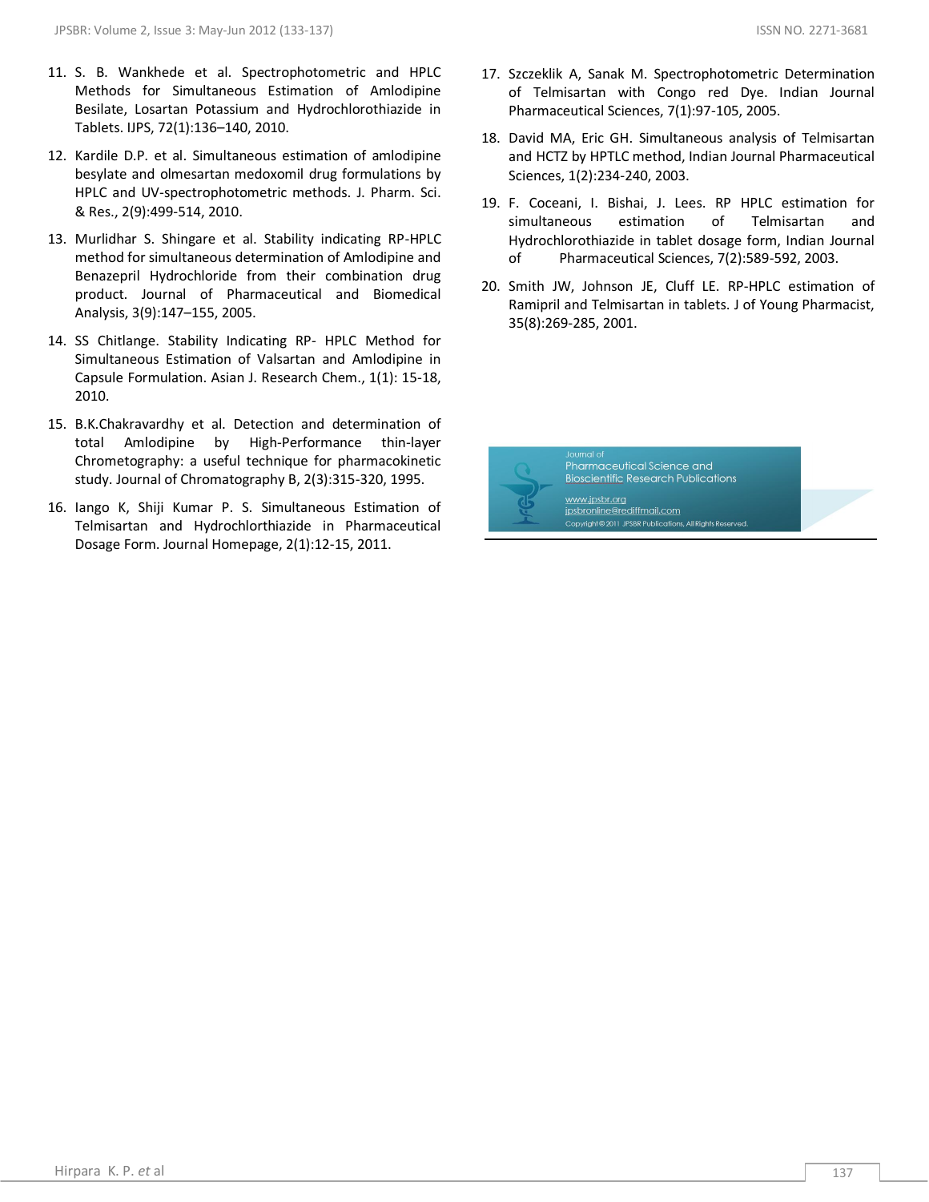11. S. B. Wankhede et al. Spectrophotometric and HPLC Methods for Simultaneous Estimation of Amlodipine Besilate, Losartan Potassium and Hydrochlorothiazide in Tablets. IJPS, 72(1):136–140, 2010.
12. Kardile D.P. et al. Simultaneous estimation of amlodipine besylate and olmesartan medoxomil drug formulations by HPLC and UV-spectrophotometric methods. J. Pharm. Sci. & Res., 2(9):499-514, 2010.
13. Murlidhar S. Shingare et al. Stability indicating RP-HPLC method for simultaneous determination of Amlodipine and Benazepril Hydrochloride from their combination drug product. Journal of Pharmaceutical and Biomedical Analysis, 3(9):147–155, 2005.
14. SS Chitlange. Stability Indicating RP- HPLC Method for Simultaneous Estimation of Valsartan and Amlodipine in Capsule Formulation. Asian J. Research Chem., 1(1): 15-18, 2010.
15. B.K.Chakravardhy et al. Detection and determination of total Amlodipine by High-Performance thin-layer Chrometography: a useful technique for pharmacokinetic study. Journal of Chromatography B, 2(3):315-320, 1995.
16. Iango K, Shiji Kumar P. S. Simultaneous Estimation of Telmisartan and Hydrochlorthiazide in Pharmaceutical Dosage Form. Journal Homepage, 2(1):12-15, 2011.
17. Szczeklik A, Sanak M. Spectrophotometric Determination of Telmisartan with Congo red Dye. Indian Journal Pharmaceutical Sciences, 7(1):97-105, 2005.
18. David MA, Eric GH. Simultaneous analysis of Telmisartan and HCTZ by HPTLC method, Indian Journal Pharmaceutical Sciences, 1(2):234-240, 2003.
19. F. Coceani, I. Bishai, J. Lees. RP HPLC estimation for simultaneous estimation of Telmisartan and Hydrochlorothiazide in tablet dosage form, Indian Journal of Pharmaceutical Sciences, 7(2):589-592, 2003.
20. Smith JW, Johnson JE, Cluff LE. RP-HPLC estimation of Ramipril and Telmisartan in tablets. J of Young Pharmacist, 35(8):269-285, 2001.

Journal of
Pharmaceutical Science and
Bioscientific Research Publications
www.jpsbr.org
jpsbronline@rediffmail.com
Copyright © 2011 JPSBR Publications, All Rights Reserved.